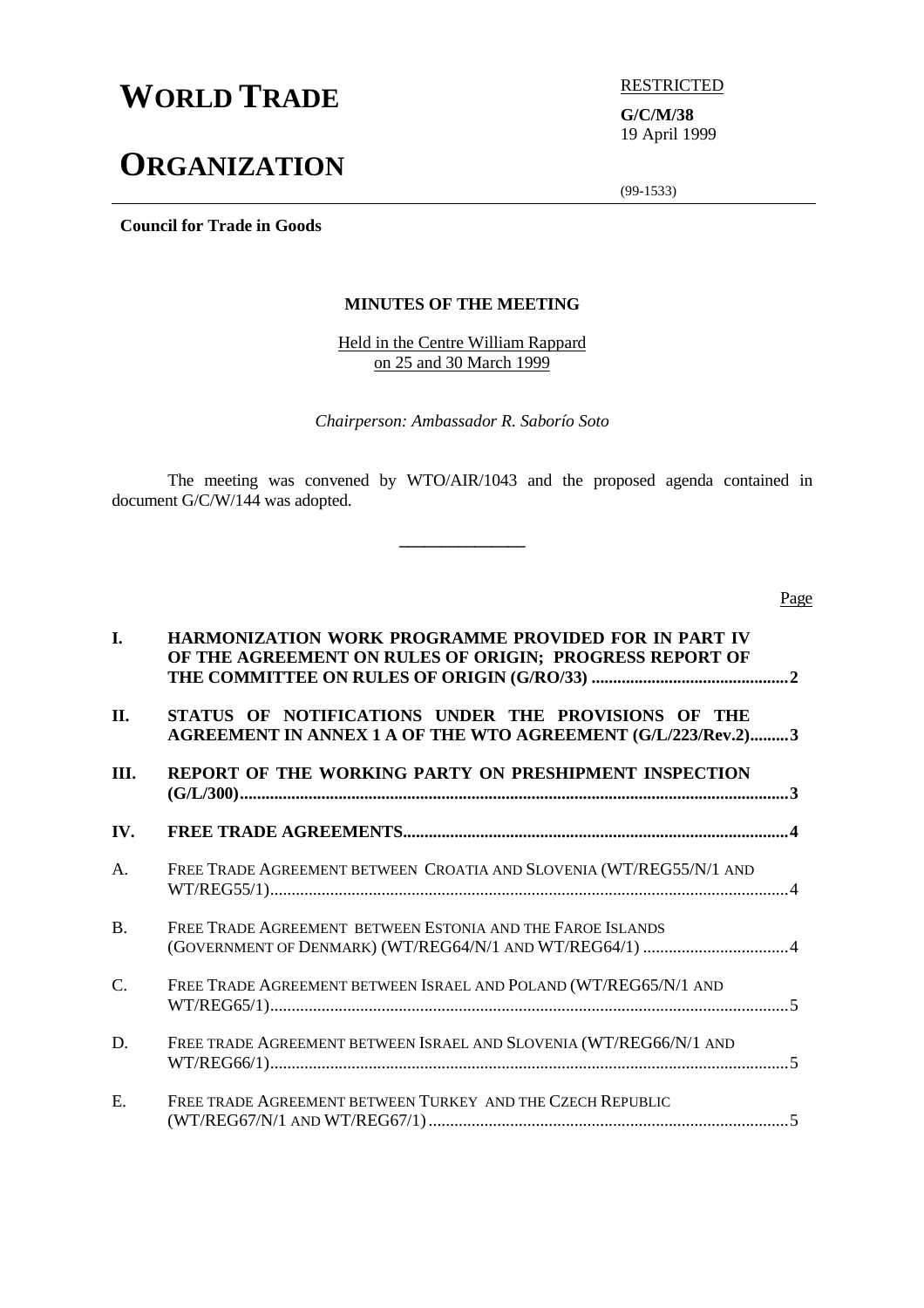# WORLD TRADE

# ORGANIZATION

RESTRICTED

**G/C/M/38**
19 April 1999

(99-1533)

**Council for Trade in Goods**

**MINUTES OF THE MEETING**

Held in the Centre William Rappard
on 25 and 30 March 1999

*Chairperson: Ambassador R. Saborío Soto*

The meeting was convened by WTO/AIR/1043 and the proposed agenda contained in document G/C/W/144 was adopted.

---

| | | Page |
|---|---|---|
| **I.** | **HARMONIZATION WORK PROGRAMME PROVIDED FOR IN PART IV OF THE AGREEMENT ON RULES OF ORIGIN; PROGRESS REPORT OF THE COMMITTEE ON RULES OF ORIGIN (G/RO/33)** | **2** |
| **II.** | **STATUS OF NOTIFICATIONS UNDER THE PROVISIONS OF THE AGREEMENT IN ANNEX 1 A OF THE WTO AGREEMENT (G/L/223/Rev.2)** | **3** |
| **III.** | **REPORT OF THE WORKING PARTY ON PRESHIPMENT INSPECTION (G/L/300)** | **3** |
| **IV.** | **FREE TRADE AGREEMENTS** | **4** |
| A. | FREE TRADE AGREEMENT BETWEEN CROATIA AND SLOVENIA (WT/REG55/N/1 AND WT/REG55/1) | 4 |
| B. | FREE TRADE AGREEMENT BETWEEN ESTONIA AND THE FAROE ISLANDS (GOVERNMENT OF DENMARK) (WT/REG64/N/1 AND WT/REG64/1) | 4 |
| C. | FREE TRADE AGREEMENT BETWEEN ISRAEL AND POLAND (WT/REG65/N/1 AND WT/REG65/1) | 5 |
| D. | FREE TRADE AGREEMENT BETWEEN ISRAEL AND SLOVENIA (WT/REG66/N/1 AND WT/REG66/1) | 5 |
| E. | FREE TRADE AGREEMENT BETWEEN TURKEY AND THE CZECH REPUBLIC (WT/REG67/N/1 AND WT/REG67/1) | 5 |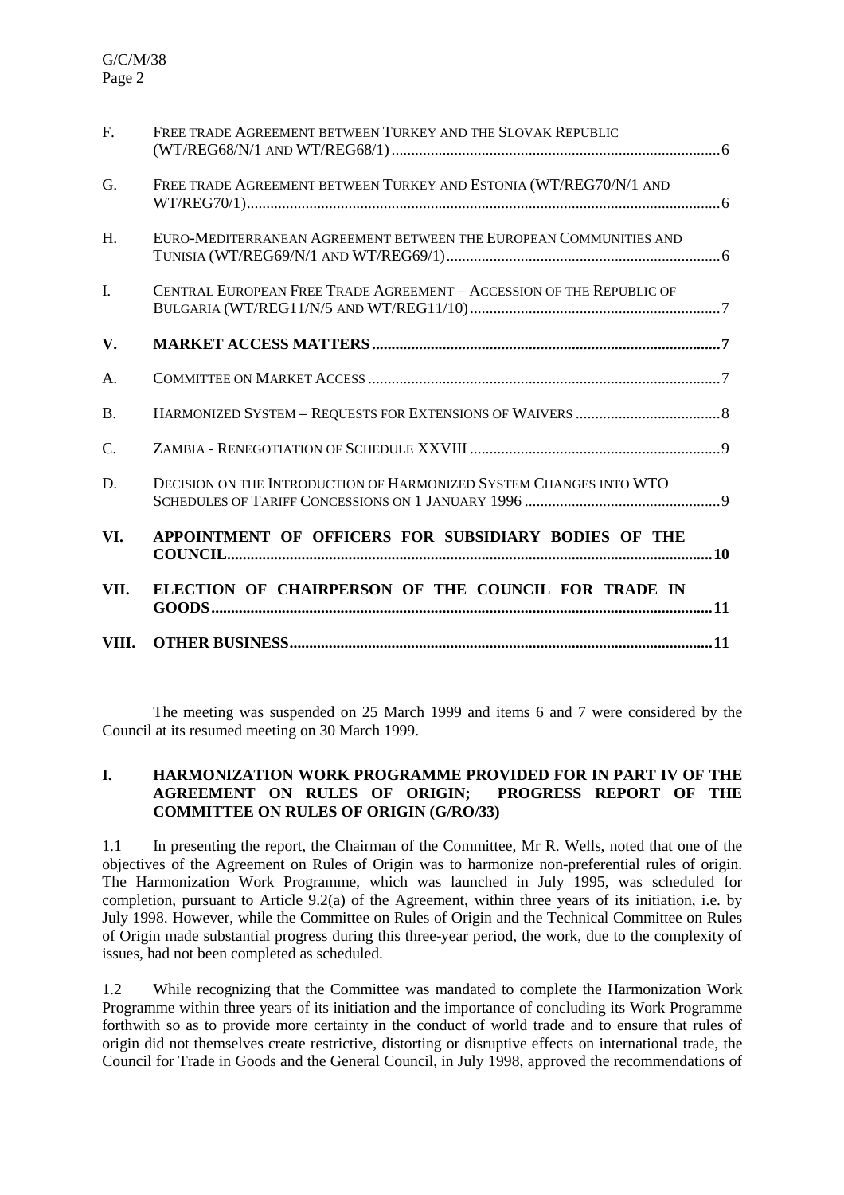| | | |
|---|---|---|
| F. | FREE TRADE AGREEMENT BETWEEN TURKEY AND THE SLOVAK REPUBLIC (WT/REG68/N/1 AND WT/REG68/1) | 6 |
| G. | FREE TRADE AGREEMENT BETWEEN TURKEY AND ESTONIA (WT/REG70/N/1 AND WT/REG70/1) | 6 |
| H. | EURO-MEDITERRANEAN AGREEMENT BETWEEN THE EUROPEAN COMMUNITIES AND TUNISIA (WT/REG69/N/1 AND WT/REG69/1) | 6 |
| I. | CENTRAL EUROPEAN FREE TRADE AGREEMENT – ACCESSION OF THE REPUBLIC OF BULGARIA (WT/REG11/N/5 AND WT/REG11/10) | 7 |
| **V.** | **MARKET ACCESS MATTERS** | **7** |
| A. | COMMITTEE ON MARKET ACCESS | 7 |
| B. | HARMONIZED SYSTEM – REQUESTS FOR EXTENSIONS OF WAIVERS | 8 |
| C. | ZAMBIA - RENEGOTIATION OF SCHEDULE XXVIII | 9 |
| D. | DECISION ON THE INTRODUCTION OF HARMONIZED SYSTEM CHANGES INTO WTO SCHEDULES OF TARIFF CONCESSIONS ON 1 JANUARY 1996 | 9 |
| **VI.** | **APPOINTMENT OF OFFICERS FOR SUBSIDIARY BODIES OF THE COUNCIL** | **10** |
| **VII.** | **ELECTION OF CHAIRPERSON OF THE COUNCIL FOR TRADE IN GOODS** | **11** |
| **VIII.** | **OTHER BUSINESS** | **11** |

The meeting was suspended on 25 March 1999 and items 6 and 7 were considered by the Council at its resumed meeting on 30 March 1999.

## I. HARMONIZATION WORK PROGRAMME PROVIDED FOR IN PART IV OF THE AGREEMENT ON RULES OF ORIGIN; PROGRESS REPORT OF THE COMMITTEE ON RULES OF ORIGIN (G/RO/33)

1.1 In presenting the report, the Chairman of the Committee, Mr R. Wells, noted that one of the objectives of the Agreement on Rules of Origin was to harmonize non-preferential rules of origin. The Harmonization Work Programme, which was launched in July 1995, was scheduled for completion, pursuant to Article 9.2(a) of the Agreement, within three years of its initiation, i.e. by July 1998. However, while the Committee on Rules of Origin and the Technical Committee on Rules of Origin made substantial progress during this three-year period, the work, due to the complexity of issues, had not been completed as scheduled.

1.2 While recognizing that the Committee was mandated to complete the Harmonization Work Programme within three years of its initiation and the importance of concluding its Work Programme forthwith so as to provide more certainty in the conduct of world trade and to ensure that rules of origin did not themselves create restrictive, distorting or disruptive effects on international trade, the Council for Trade in Goods and the General Council, in July 1998, approved the recommendations of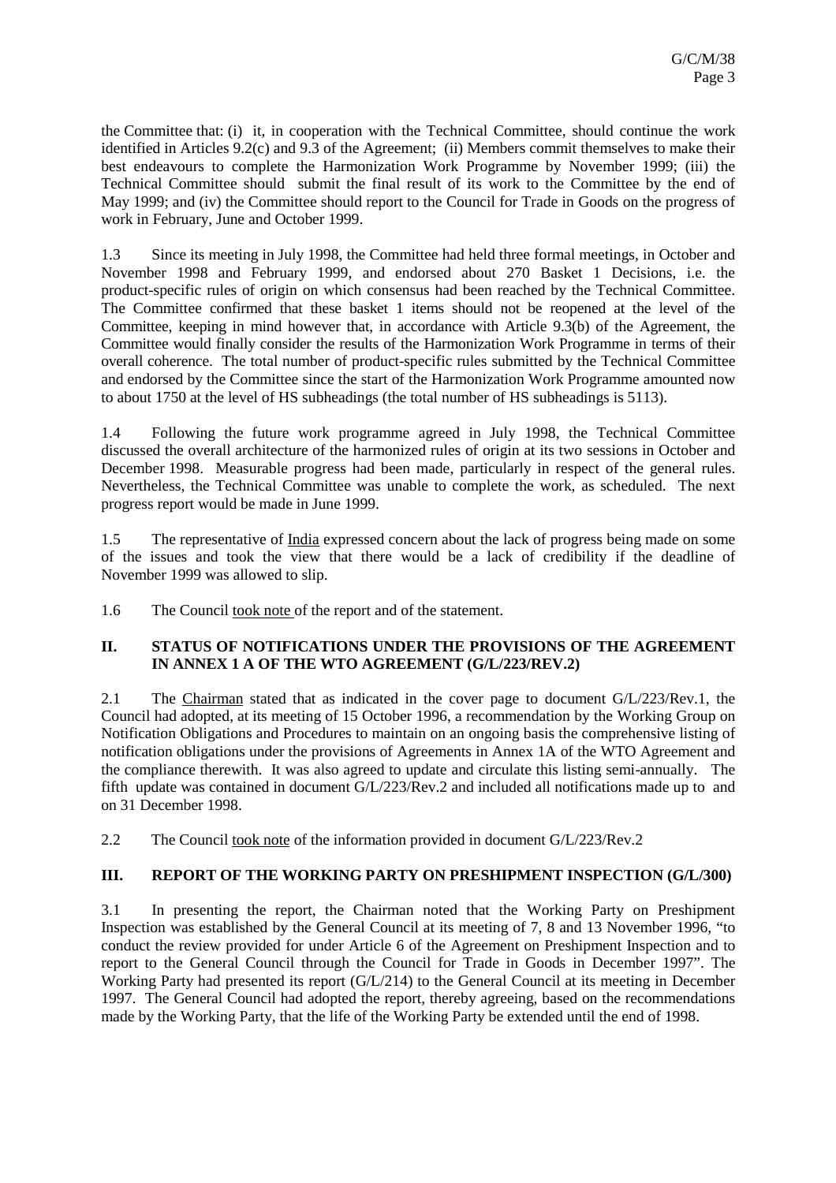the Committee that: (i) it, in cooperation with the Technical Committee, should continue the work identified in Articles 9.2(c) and 9.3 of the Agreement; (ii) Members commit themselves to make their best endeavours to complete the Harmonization Work Programme by November 1999; (iii) the Technical Committee should submit the final result of its work to the Committee by the end of May 1999; and (iv) the Committee should report to the Council for Trade in Goods on the progress of work in February, June and October 1999.

1.3 Since its meeting in July 1998, the Committee had held three formal meetings, in October and November 1998 and February 1999, and endorsed about 270 Basket 1 Decisions, i.e. the product-specific rules of origin on which consensus had been reached by the Technical Committee. The Committee confirmed that these basket 1 items should not be reopened at the level of the Committee, keeping in mind however that, in accordance with Article 9.3(b) of the Agreement, the Committee would finally consider the results of the Harmonization Work Programme in terms of their overall coherence. The total number of product-specific rules submitted by the Technical Committee and endorsed by the Committee since the start of the Harmonization Work Programme amounted now to about 1750 at the level of HS subheadings (the total number of HS subheadings is 5113).

1.4 Following the future work programme agreed in July 1998, the Technical Committee discussed the overall architecture of the harmonized rules of origin at its two sessions in October and December 1998. Measurable progress had been made, particularly in respect of the general rules. Nevertheless, the Technical Committee was unable to complete the work, as scheduled. The next progress report would be made in June 1999.

1.5 The representative of India expressed concern about the lack of progress being made on some of the issues and took the view that there would be a lack of credibility if the deadline of November 1999 was allowed to slip.

1.6 The Council took note of the report and of the statement.

## II. STATUS OF NOTIFICATIONS UNDER THE PROVISIONS OF THE AGREEMENT IN ANNEX 1 A OF THE WTO AGREEMENT (G/L/223/REV.2)

2.1 The Chairman stated that as indicated in the cover page to document G/L/223/Rev.1, the Council had adopted, at its meeting of 15 October 1996, a recommendation by the Working Group on Notification Obligations and Procedures to maintain on an ongoing basis the comprehensive listing of notification obligations under the provisions of Agreements in Annex 1A of the WTO Agreement and the compliance therewith. It was also agreed to update and circulate this listing semi-annually. The fifth update was contained in document G/L/223/Rev.2 and included all notifications made up to and on 31 December 1998.

2.2 The Council took note of the information provided in document G/L/223/Rev.2

## III. REPORT OF THE WORKING PARTY ON PRESHIPMENT INSPECTION (G/L/300)

3.1 In presenting the report, the Chairman noted that the Working Party on Preshipment Inspection was established by the General Council at its meeting of 7, 8 and 13 November 1996, "to conduct the review provided for under Article 6 of the Agreement on Preshipment Inspection and to report to the General Council through the Council for Trade in Goods in December 1997". The Working Party had presented its report (G/L/214) to the General Council at its meeting in December 1997. The General Council had adopted the report, thereby agreeing, based on the recommendations made by the Working Party, that the life of the Working Party be extended until the end of 1998.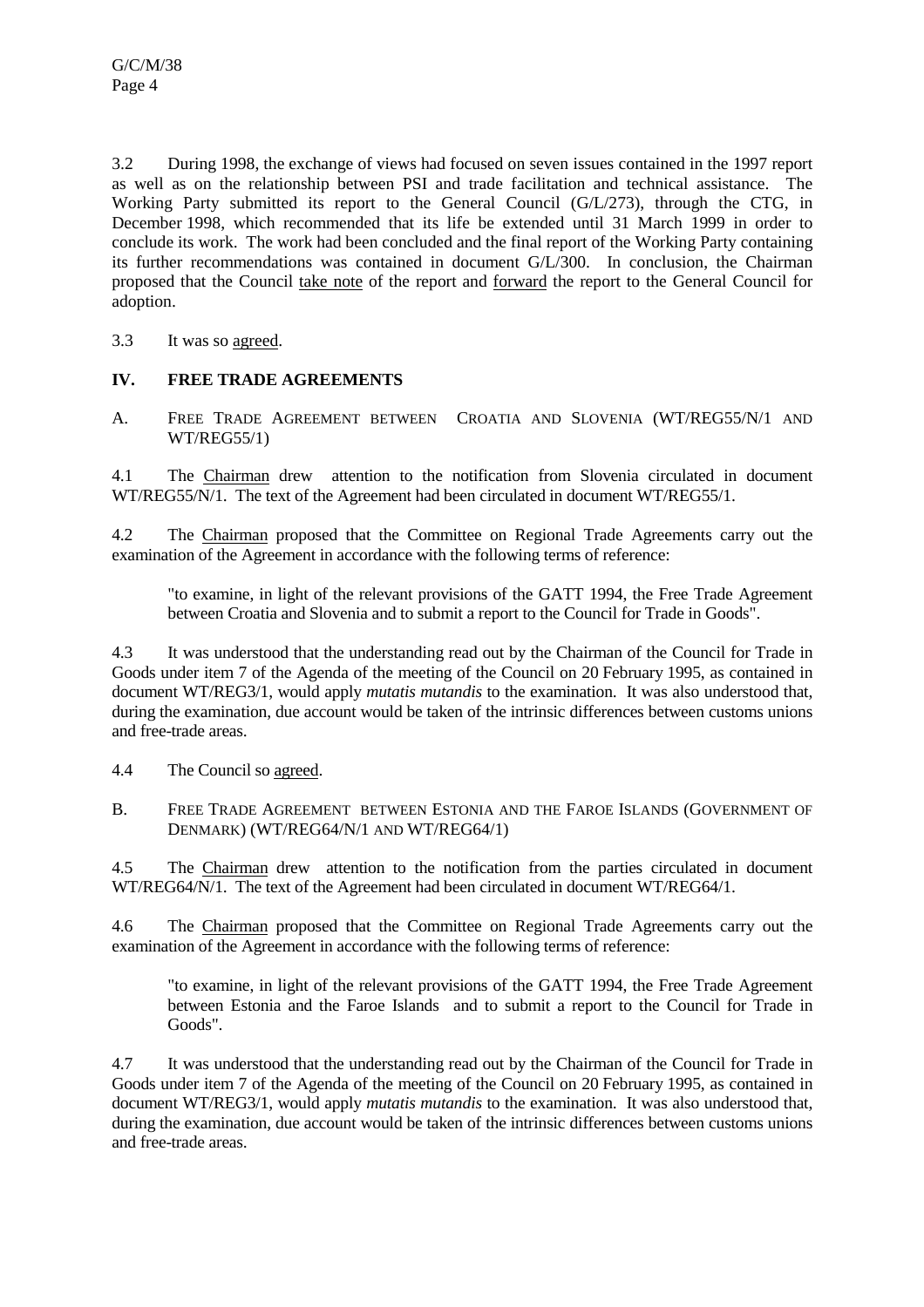3.2 During 1998, the exchange of views had focused on seven issues contained in the 1997 report as well as on the relationship between PSI and trade facilitation and technical assistance. The Working Party submitted its report to the General Council (G/L/273), through the CTG, in December 1998, which recommended that its life be extended until 31 March 1999 in order to conclude its work. The work had been concluded and the final report of the Working Party containing its further recommendations was contained in document G/L/300. In conclusion, the Chairman proposed that the Council take note of the report and forward the report to the General Council for adoption.

3.3 It was so agreed.

## IV. FREE TRADE AGREEMENTS

### A. Free Trade Agreement between Croatia and Slovenia (WT/REG55/N/1 and WT/REG55/1)

4.1 The Chairman drew attention to the notification from Slovenia circulated in document WT/REG55/N/1. The text of the Agreement had been circulated in document WT/REG55/1.

4.2 The Chairman proposed that the Committee on Regional Trade Agreements carry out the examination of the Agreement in accordance with the following terms of reference:

> "to examine, in light of the relevant provisions of the GATT 1994, the Free Trade Agreement between Croatia and Slovenia and to submit a report to the Council for Trade in Goods".

4.3 It was understood that the understanding read out by the Chairman of the Council for Trade in Goods under item 7 of the Agenda of the meeting of the Council on 20 February 1995, as contained in document WT/REG3/1, would apply *mutatis mutandis* to the examination. It was also understood that, during the examination, due account would be taken of the intrinsic differences between customs unions and free-trade areas.

4.4 The Council so agreed.

### B. Free Trade Agreement between Estonia and the Faroe Islands (Government of Denmark) (WT/REG64/N/1 and WT/REG64/1)

4.5 The Chairman drew attention to the notification from the parties circulated in document WT/REG64/N/1. The text of the Agreement had been circulated in document WT/REG64/1.

4.6 The Chairman proposed that the Committee on Regional Trade Agreements carry out the examination of the Agreement in accordance with the following terms of reference:

> "to examine, in light of the relevant provisions of the GATT 1994, the Free Trade Agreement between Estonia and the Faroe Islands and to submit a report to the Council for Trade in Goods".

4.7 It was understood that the understanding read out by the Chairman of the Council for Trade in Goods under item 7 of the Agenda of the meeting of the Council on 20 February 1995, as contained in document WT/REG3/1, would apply *mutatis mutandis* to the examination. It was also understood that, during the examination, due account would be taken of the intrinsic differences between customs unions and free-trade areas.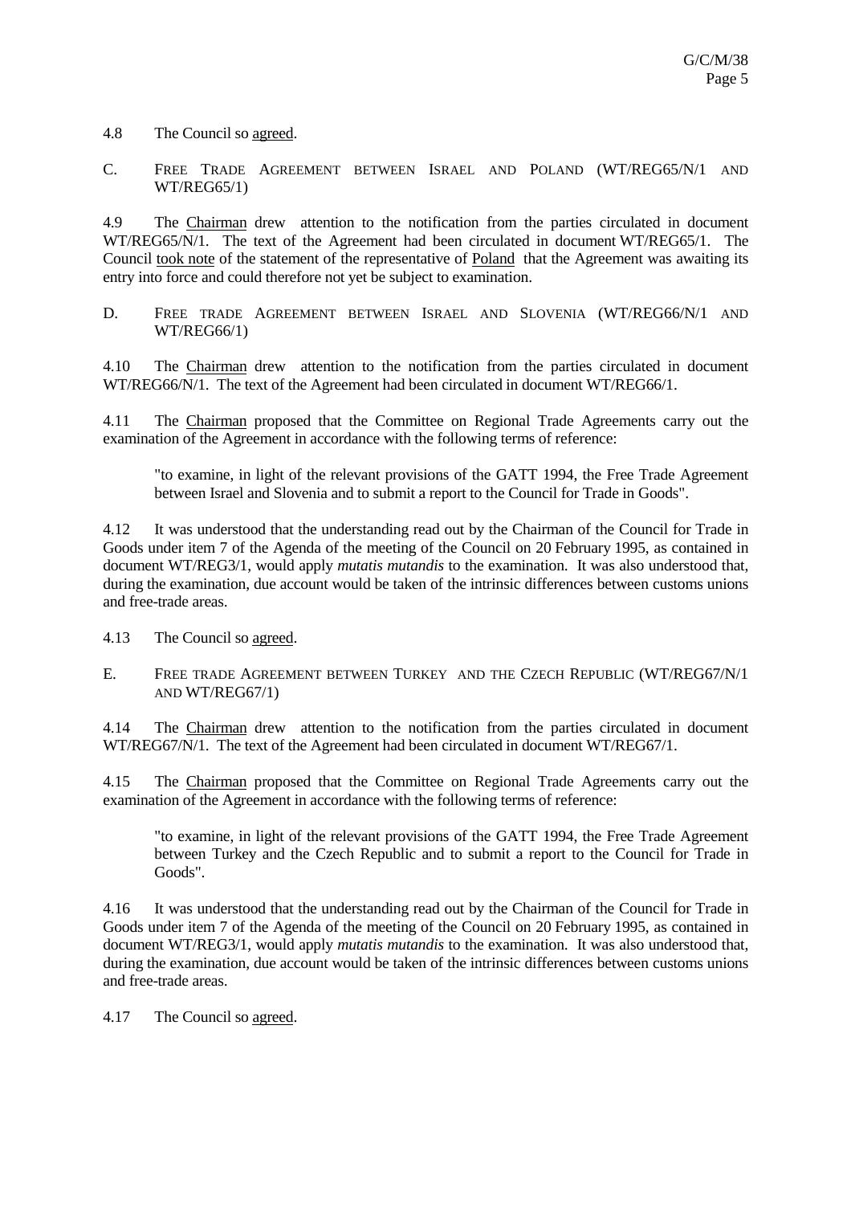4.8 The Council so agreed.

### C. FREE TRADE AGREEMENT BETWEEN ISRAEL AND POLAND (WT/REG65/N/1 AND WT/REG65/1)

4.9 The Chairman drew attention to the notification from the parties circulated in document WT/REG65/N/1. The text of the Agreement had been circulated in document WT/REG65/1. The Council took note of the statement of the representative of Poland that the Agreement was awaiting its entry into force and could therefore not yet be subject to examination.

### D. FREE TRADE AGREEMENT BETWEEN ISRAEL AND SLOVENIA (WT/REG66/N/1 AND WT/REG66/1)

4.10 The Chairman drew attention to the notification from the parties circulated in document WT/REG66/N/1. The text of the Agreement had been circulated in document WT/REG66/1.

4.11 The Chairman proposed that the Committee on Regional Trade Agreements carry out the examination of the Agreement in accordance with the following terms of reference:

> "to examine, in light of the relevant provisions of the GATT 1994, the Free Trade Agreement between Israel and Slovenia and to submit a report to the Council for Trade in Goods".

4.12 It was understood that the understanding read out by the Chairman of the Council for Trade in Goods under item 7 of the Agenda of the meeting of the Council on 20 February 1995, as contained in document WT/REG3/1, would apply *mutatis mutandis* to the examination. It was also understood that, during the examination, due account would be taken of the intrinsic differences between customs unions and free-trade areas.

4.13 The Council so agreed.

### E. FREE TRADE AGREEMENT BETWEEN TURKEY AND THE CZECH REPUBLIC (WT/REG67/N/1 AND WT/REG67/1)

4.14 The Chairman drew attention to the notification from the parties circulated in document WT/REG67/N/1. The text of the Agreement had been circulated in document WT/REG67/1.

4.15 The Chairman proposed that the Committee on Regional Trade Agreements carry out the examination of the Agreement in accordance with the following terms of reference:

> "to examine, in light of the relevant provisions of the GATT 1994, the Free Trade Agreement between Turkey and the Czech Republic and to submit a report to the Council for Trade in Goods".

4.16 It was understood that the understanding read out by the Chairman of the Council for Trade in Goods under item 7 of the Agenda of the meeting of the Council on 20 February 1995, as contained in document WT/REG3/1, would apply *mutatis mutandis* to the examination. It was also understood that, during the examination, due account would be taken of the intrinsic differences between customs unions and free-trade areas.

4.17 The Council so agreed.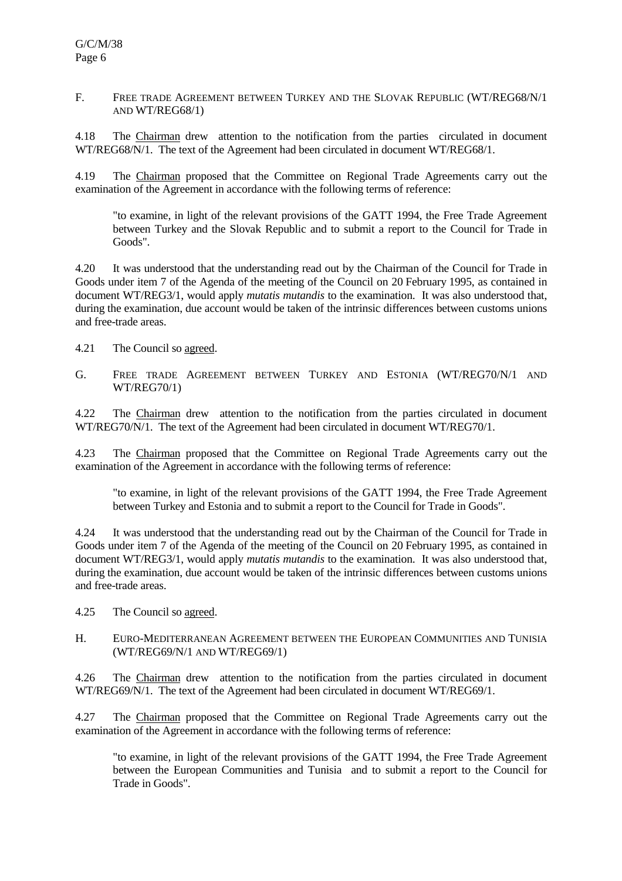F. FREE TRADE AGREEMENT BETWEEN TURKEY AND THE SLOVAK REPUBLIC (WT/REG68/N/1 AND WT/REG68/1)

4.18 The Chairman drew attention to the notification from the parties circulated in document WT/REG68/N/1. The text of the Agreement had been circulated in document WT/REG68/1.

4.19 The Chairman proposed that the Committee on Regional Trade Agreements carry out the examination of the Agreement in accordance with the following terms of reference:

> "to examine, in light of the relevant provisions of the GATT 1994, the Free Trade Agreement between Turkey and the Slovak Republic and to submit a report to the Council for Trade in Goods".

4.20 It was understood that the understanding read out by the Chairman of the Council for Trade in Goods under item 7 of the Agenda of the meeting of the Council on 20 February 1995, as contained in document WT/REG3/1, would apply *mutatis mutandis* to the examination. It was also understood that, during the examination, due account would be taken of the intrinsic differences between customs unions and free-trade areas.

4.21 The Council so agreed.

G. FREE TRADE AGREEMENT BETWEEN TURKEY AND ESTONIA (WT/REG70/N/1 AND WT/REG70/1)

4.22 The Chairman drew attention to the notification from the parties circulated in document WT/REG70/N/1. The text of the Agreement had been circulated in document WT/REG70/1.

4.23 The Chairman proposed that the Committee on Regional Trade Agreements carry out the examination of the Agreement in accordance with the following terms of reference:

> "to examine, in light of the relevant provisions of the GATT 1994, the Free Trade Agreement between Turkey and Estonia and to submit a report to the Council for Trade in Goods".

4.24 It was understood that the understanding read out by the Chairman of the Council for Trade in Goods under item 7 of the Agenda of the meeting of the Council on 20 February 1995, as contained in document WT/REG3/1, would apply *mutatis mutandis* to the examination. It was also understood that, during the examination, due account would be taken of the intrinsic differences between customs unions and free-trade areas.

4.25 The Council so agreed.

H. EURO-MEDITERRANEAN AGREEMENT BETWEEN THE EUROPEAN COMMUNITIES AND TUNISIA (WT/REG69/N/1 AND WT/REG69/1)

4.26 The Chairman drew attention to the notification from the parties circulated in document WT/REG69/N/1. The text of the Agreement had been circulated in document WT/REG69/1.

4.27 The Chairman proposed that the Committee on Regional Trade Agreements carry out the examination of the Agreement in accordance with the following terms of reference:

> "to examine, in light of the relevant provisions of the GATT 1994, the Free Trade Agreement between the European Communities and Tunisia and to submit a report to the Council for Trade in Goods".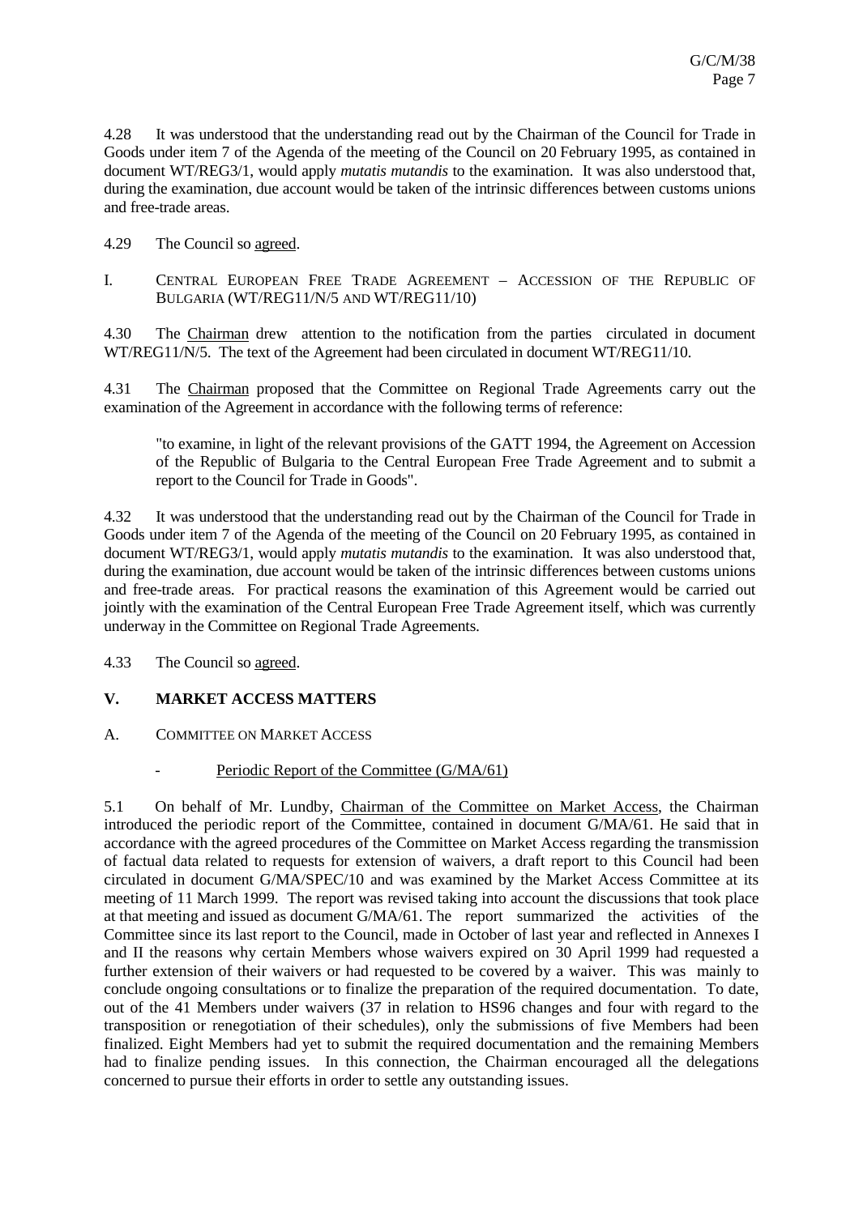4.28 It was understood that the understanding read out by the Chairman of the Council for Trade in Goods under item 7 of the Agenda of the meeting of the Council on 20 February 1995, as contained in document WT/REG3/1, would apply *mutatis mutandis* to the examination. It was also understood that, during the examination, due account would be taken of the intrinsic differences between customs unions and free-trade areas.

4.29 The Council so agreed.

I. CENTRAL EUROPEAN FREE TRADE AGREEMENT – ACCESSION OF THE REPUBLIC OF BULGARIA (WT/REG11/N/5 AND WT/REG11/10)

4.30 The Chairman drew attention to the notification from the parties circulated in document WT/REG11/N/5. The text of the Agreement had been circulated in document WT/REG11/10.

4.31 The Chairman proposed that the Committee on Regional Trade Agreements carry out the examination of the Agreement in accordance with the following terms of reference:

> "to examine, in light of the relevant provisions of the GATT 1994, the Agreement on Accession of the Republic of Bulgaria to the Central European Free Trade Agreement and to submit a report to the Council for Trade in Goods".

4.32 It was understood that the understanding read out by the Chairman of the Council for Trade in Goods under item 7 of the Agenda of the meeting of the Council on 20 February 1995, as contained in document WT/REG3/1, would apply *mutatis mutandis* to the examination. It was also understood that, during the examination, due account would be taken of the intrinsic differences between customs unions and free-trade areas. For practical reasons the examination of this Agreement would be carried out jointly with the examination of the Central European Free Trade Agreement itself, which was currently underway in the Committee on Regional Trade Agreements.

4.33 The Council so agreed.

## V. MARKET ACCESS MATTERS

### A. COMMITTEE ON MARKET ACCESS

- Periodic Report of the Committee (G/MA/61)

5.1 On behalf of Mr. Lundby, Chairman of the Committee on Market Access, the Chairman introduced the periodic report of the Committee, contained in document G/MA/61. He said that in accordance with the agreed procedures of the Committee on Market Access regarding the transmission of factual data related to requests for extension of waivers, a draft report to this Council had been circulated in document G/MA/SPEC/10 and was examined by the Market Access Committee at its meeting of 11 March 1999. The report was revised taking into account the discussions that took place at that meeting and issued as document G/MA/61. The report summarized the activities of the Committee since its last report to the Council, made in October of last year and reflected in Annexes I and II the reasons why certain Members whose waivers expired on 30 April 1999 had requested a further extension of their waivers or had requested to be covered by a waiver. This was mainly to conclude ongoing consultations or to finalize the preparation of the required documentation. To date, out of the 41 Members under waivers (37 in relation to HS96 changes and four with regard to the transposition or renegotiation of their schedules), only the submissions of five Members had been finalized. Eight Members had yet to submit the required documentation and the remaining Members had to finalize pending issues. In this connection, the Chairman encouraged all the delegations concerned to pursue their efforts in order to settle any outstanding issues.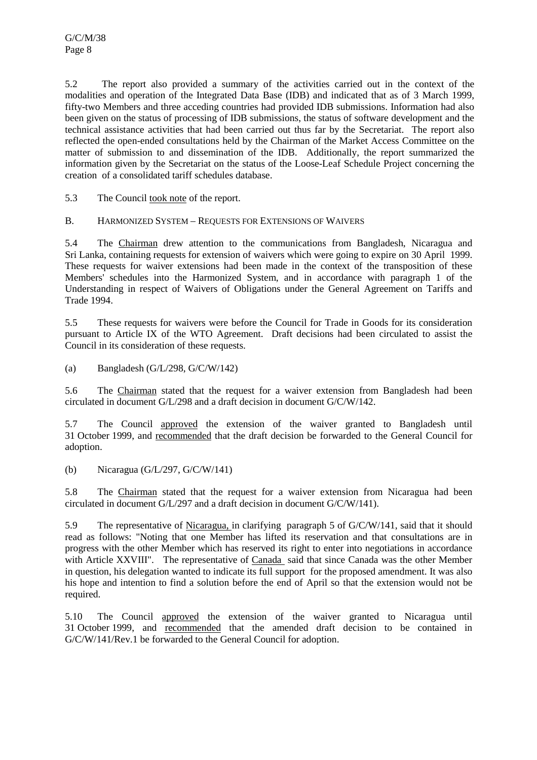5.2 The report also provided a summary of the activities carried out in the context of the modalities and operation of the Integrated Data Base (IDB) and indicated that as of 3 March 1999, fifty-two Members and three acceding countries had provided IDB submissions. Information had also been given on the status of processing of IDB submissions, the status of software development and the technical assistance activities that had been carried out thus far by the Secretariat. The report also reflected the open-ended consultations held by the Chairman of the Market Access Committee on the matter of submission to and dissemination of the IDB. Additionally, the report summarized the information given by the Secretariat on the status of the Loose-Leaf Schedule Project concerning the creation of a consolidated tariff schedules database.

5.3 The Council took note of the report.

## B. HARMONIZED SYSTEM – REQUESTS FOR EXTENSIONS OF WAIVERS

5.4 The Chairman drew attention to the communications from Bangladesh, Nicaragua and Sri Lanka, containing requests for extension of waivers which were going to expire on 30 April 1999. These requests for waiver extensions had been made in the context of the transposition of these Members' schedules into the Harmonized System, and in accordance with paragraph 1 of the Understanding in respect of Waivers of Obligations under the General Agreement on Tariffs and Trade 1994.

5.5 These requests for waivers were before the Council for Trade in Goods for its consideration pursuant to Article IX of the WTO Agreement. Draft decisions had been circulated to assist the Council in its consideration of these requests.

### (a) Bangladesh (G/L/298, G/C/W/142)

5.6 The Chairman stated that the request for a waiver extension from Bangladesh had been circulated in document G/L/298 and a draft decision in document G/C/W/142.

5.7 The Council approved the extension of the waiver granted to Bangladesh until 31 October 1999, and recommended that the draft decision be forwarded to the General Council for adoption.

### (b) Nicaragua (G/L/297, G/C/W/141)

5.8 The Chairman stated that the request for a waiver extension from Nicaragua had been circulated in document G/L/297 and a draft decision in document G/C/W/141).

5.9 The representative of Nicaragua, in clarifying paragraph 5 of G/C/W/141, said that it should read as follows: "Noting that one Member has lifted its reservation and that consultations are in progress with the other Member which has reserved its right to enter into negotiations in accordance with Article XXVIII". The representative of Canada said that since Canada was the other Member in question, his delegation wanted to indicate its full support for the proposed amendment. It was also his hope and intention to find a solution before the end of April so that the extension would not be required.

5.10 The Council approved the extension of the waiver granted to Nicaragua until 31 October 1999, and recommended that the amended draft decision to be contained in G/C/W/141/Rev.1 be forwarded to the General Council for adoption.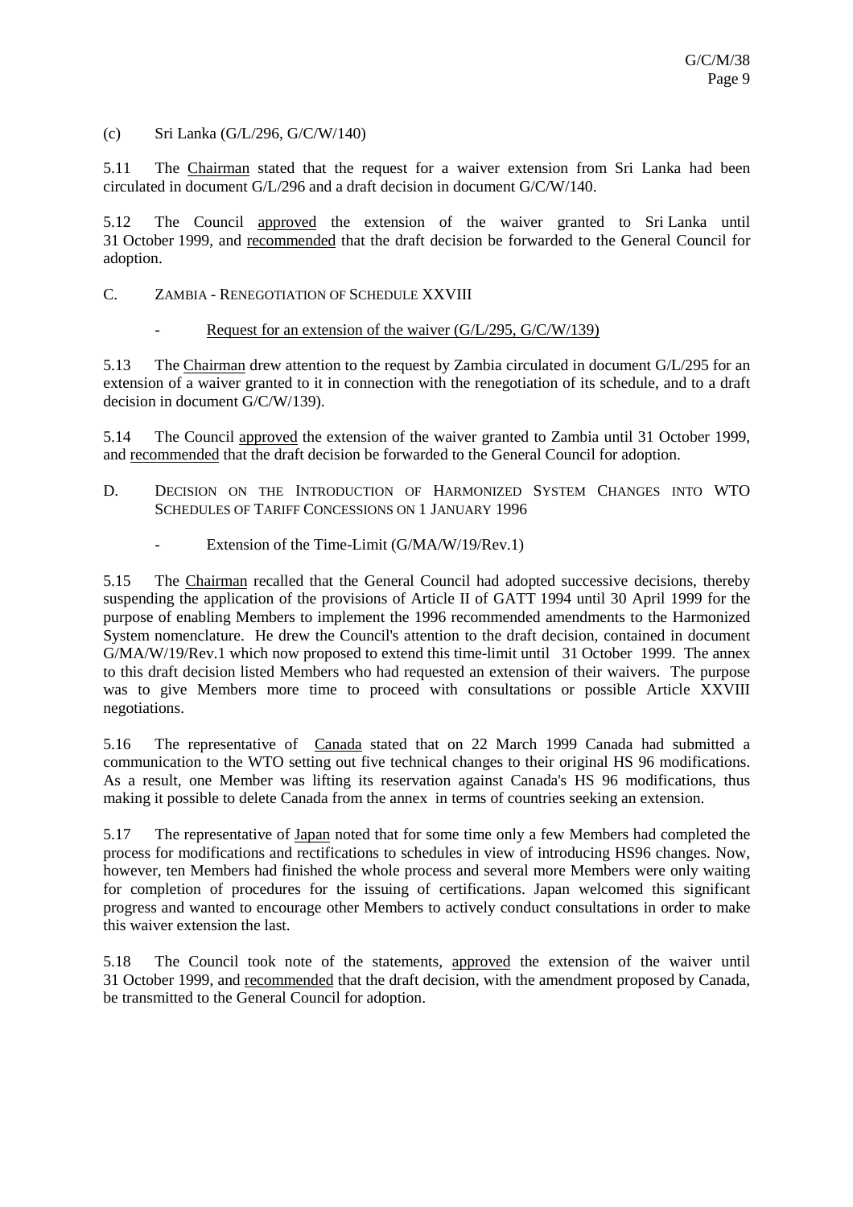(c) Sri Lanka (G/L/296, G/C/W/140)

5.11 The Chairman stated that the request for a waiver extension from Sri Lanka had been circulated in document G/L/296 and a draft decision in document G/C/W/140.

5.12 The Council approved the extension of the waiver granted to Sri Lanka until 31 October 1999, and recommended that the draft decision be forwarded to the General Council for adoption.

C. ZAMBIA - RENEGOTIATION OF SCHEDULE XXVIII

- Request for an extension of the waiver (G/L/295, G/C/W/139)

5.13 The Chairman drew attention to the request by Zambia circulated in document G/L/295 for an extension of a waiver granted to it in connection with the renegotiation of its schedule, and to a draft decision in document G/C/W/139).

5.14 The Council approved the extension of the waiver granted to Zambia until 31 October 1999, and recommended that the draft decision be forwarded to the General Council for adoption.

D. DECISION ON THE INTRODUCTION OF HARMONIZED SYSTEM CHANGES INTO WTO SCHEDULES OF TARIFF CONCESSIONS ON 1 JANUARY 1996

- Extension of the Time-Limit (G/MA/W/19/Rev.1)

5.15 The Chairman recalled that the General Council had adopted successive decisions, thereby suspending the application of the provisions of Article II of GATT 1994 until 30 April 1999 for the purpose of enabling Members to implement the 1996 recommended amendments to the Harmonized System nomenclature. He drew the Council's attention to the draft decision, contained in document G/MA/W/19/Rev.1 which now proposed to extend this time-limit until 31 October 1999. The annex to this draft decision listed Members who had requested an extension of their waivers. The purpose was to give Members more time to proceed with consultations or possible Article XXVIII negotiations.

5.16 The representative of Canada stated that on 22 March 1999 Canada had submitted a communication to the WTO setting out five technical changes to their original HS 96 modifications. As a result, one Member was lifting its reservation against Canada's HS 96 modifications, thus making it possible to delete Canada from the annex in terms of countries seeking an extension.

5.17 The representative of Japan noted that for some time only a few Members had completed the process for modifications and rectifications to schedules in view of introducing HS96 changes. Now, however, ten Members had finished the whole process and several more Members were only waiting for completion of procedures for the issuing of certifications. Japan welcomed this significant progress and wanted to encourage other Members to actively conduct consultations in order to make this waiver extension the last.

5.18 The Council took note of the statements, approved the extension of the waiver until 31 October 1999, and recommended that the draft decision, with the amendment proposed by Canada, be transmitted to the General Council for adoption.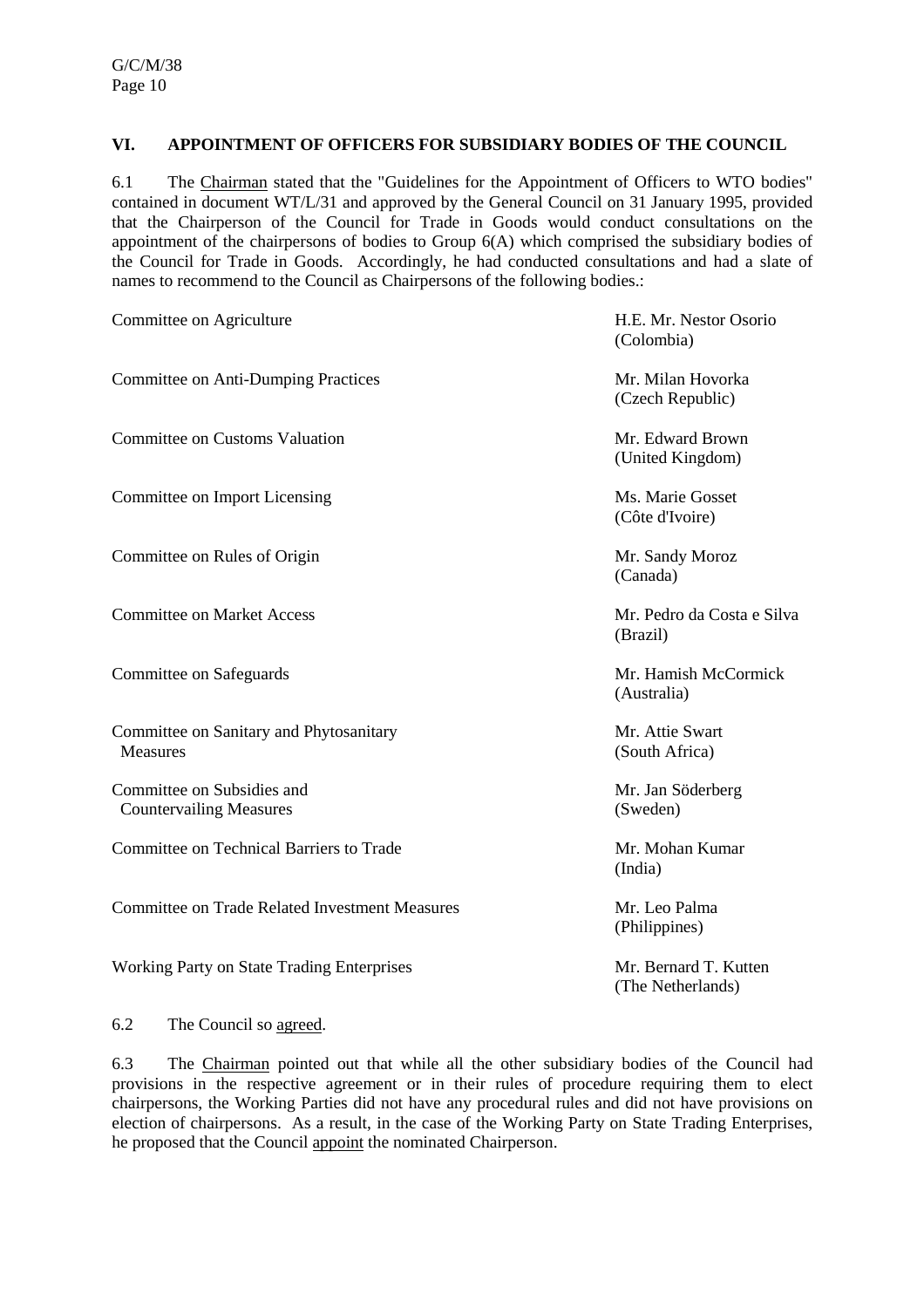## VI. APPOINTMENT OF OFFICERS FOR SUBSIDIARY BODIES OF THE COUNCIL

6.1 The Chairman stated that the "Guidelines for the Appointment of Officers to WTO bodies" contained in document WT/L/31 and approved by the General Council on 31 January 1995, provided that the Chairperson of the Council for Trade in Goods would conduct consultations on the appointment of the chairpersons of bodies to Group 6(A) which comprised the subsidiary bodies of the Council for Trade in Goods. Accordingly, he had conducted consultations and had a slate of names to recommend to the Council as Chairpersons of the following bodies.:

| | |
|---|---|
| Committee on Agriculture | H.E. Mr. Nestor Osorio (Colombia) |
| Committee on Anti-Dumping Practices | Mr. Milan Hovorka (Czech Republic) |
| Committee on Customs Valuation | Mr. Edward Brown (United Kingdom) |
| Committee on Import Licensing | Ms. Marie Gosset (Côte d'Ivoire) |
| Committee on Rules of Origin | Mr. Sandy Moroz (Canada) |
| Committee on Market Access | Mr. Pedro da Costa e Silva (Brazil) |
| Committee on Safeguards | Mr. Hamish McCormick (Australia) |
| Committee on Sanitary and Phytosanitary Measures | Mr. Attie Swart (South Africa) |
| Committee on Subsidies and Countervailing Measures | Mr. Jan Söderberg (Sweden) |
| Committee on Technical Barriers to Trade | Mr. Mohan Kumar (India) |
| Committee on Trade Related Investment Measures | Mr. Leo Palma (Philippines) |
| Working Party on State Trading Enterprises | Mr. Bernard T. Kutten (The Netherlands) |

6.2 The Council so agreed.

6.3 The Chairman pointed out that while all the other subsidiary bodies of the Council had provisions in the respective agreement or in their rules of procedure requiring them to elect chairpersons, the Working Parties did not have any procedural rules and did not have provisions on election of chairpersons. As a result, in the case of the Working Party on State Trading Enterprises, he proposed that the Council appoint the nominated Chairperson.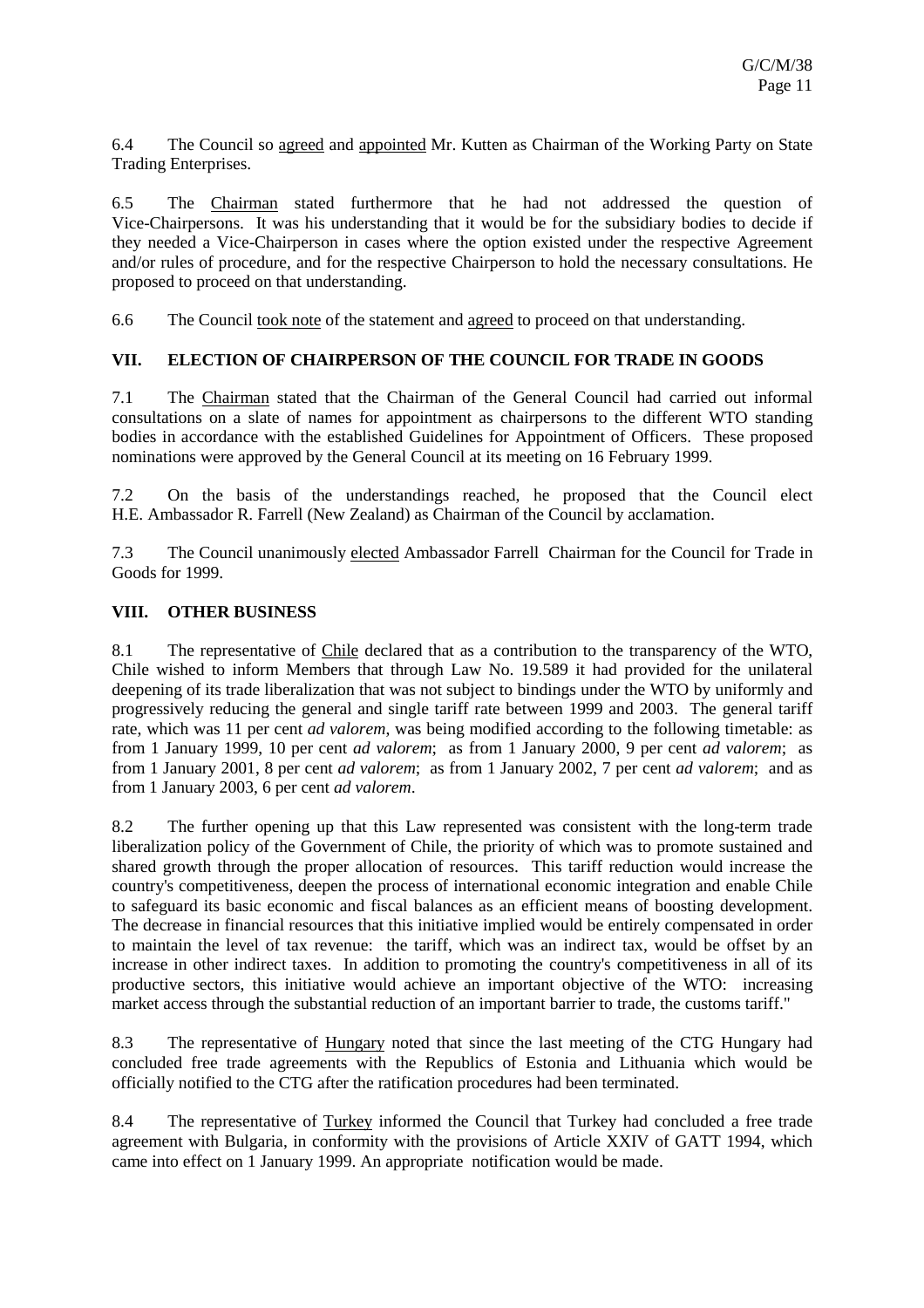6.4 The Council so agreed and appointed Mr. Kutten as Chairman of the Working Party on State Trading Enterprises.

6.5 The Chairman stated furthermore that he had not addressed the question of Vice-Chairpersons. It was his understanding that it would be for the subsidiary bodies to decide if they needed a Vice-Chairperson in cases where the option existed under the respective Agreement and/or rules of procedure, and for the respective Chairperson to hold the necessary consultations. He proposed to proceed on that understanding.

6.6 The Council took note of the statement and agreed to proceed on that understanding.

## VII. ELECTION OF CHAIRPERSON OF THE COUNCIL FOR TRADE IN GOODS

7.1 The Chairman stated that the Chairman of the General Council had carried out informal consultations on a slate of names for appointment as chairpersons to the different WTO standing bodies in accordance with the established Guidelines for Appointment of Officers. These proposed nominations were approved by the General Council at its meeting on 16 February 1999.

7.2 On the basis of the understandings reached, he proposed that the Council elect H.E. Ambassador R. Farrell (New Zealand) as Chairman of the Council by acclamation.

7.3 The Council unanimously elected Ambassador Farrell Chairman for the Council for Trade in Goods for 1999.

## VIII. OTHER BUSINESS

8.1 The representative of Chile declared that as a contribution to the transparency of the WTO, Chile wished to inform Members that through Law No. 19.589 it had provided for the unilateral deepening of its trade liberalization that was not subject to bindings under the WTO by uniformly and progressively reducing the general and single tariff rate between 1999 and 2003. The general tariff rate, which was 11 per cent *ad valorem*, was being modified according to the following timetable: as from 1 January 1999, 10 per cent *ad valorem*; as from 1 January 2000, 9 per cent *ad valorem*; as from 1 January 2001, 8 per cent *ad valorem*; as from 1 January 2002, 7 per cent *ad valorem*; and as from 1 January 2003, 6 per cent *ad valorem*.

8.2 The further opening up that this Law represented was consistent with the long-term trade liberalization policy of the Government of Chile, the priority of which was to promote sustained and shared growth through the proper allocation of resources. This tariff reduction would increase the country's competitiveness, deepen the process of international economic integration and enable Chile to safeguard its basic economic and fiscal balances as an efficient means of boosting development. The decrease in financial resources that this initiative implied would be entirely compensated in order to maintain the level of tax revenue: the tariff, which was an indirect tax, would be offset by an increase in other indirect taxes. In addition to promoting the country's competitiveness in all of its productive sectors, this initiative would achieve an important objective of the WTO: increasing market access through the substantial reduction of an important barrier to trade, the customs tariff."

8.3 The representative of Hungary noted that since the last meeting of the CTG Hungary had concluded free trade agreements with the Republics of Estonia and Lithuania which would be officially notified to the CTG after the ratification procedures had been terminated.

8.4 The representative of Turkey informed the Council that Turkey had concluded a free trade agreement with Bulgaria, in conformity with the provisions of Article XXIV of GATT 1994, which came into effect on 1 January 1999. An appropriate notification would be made.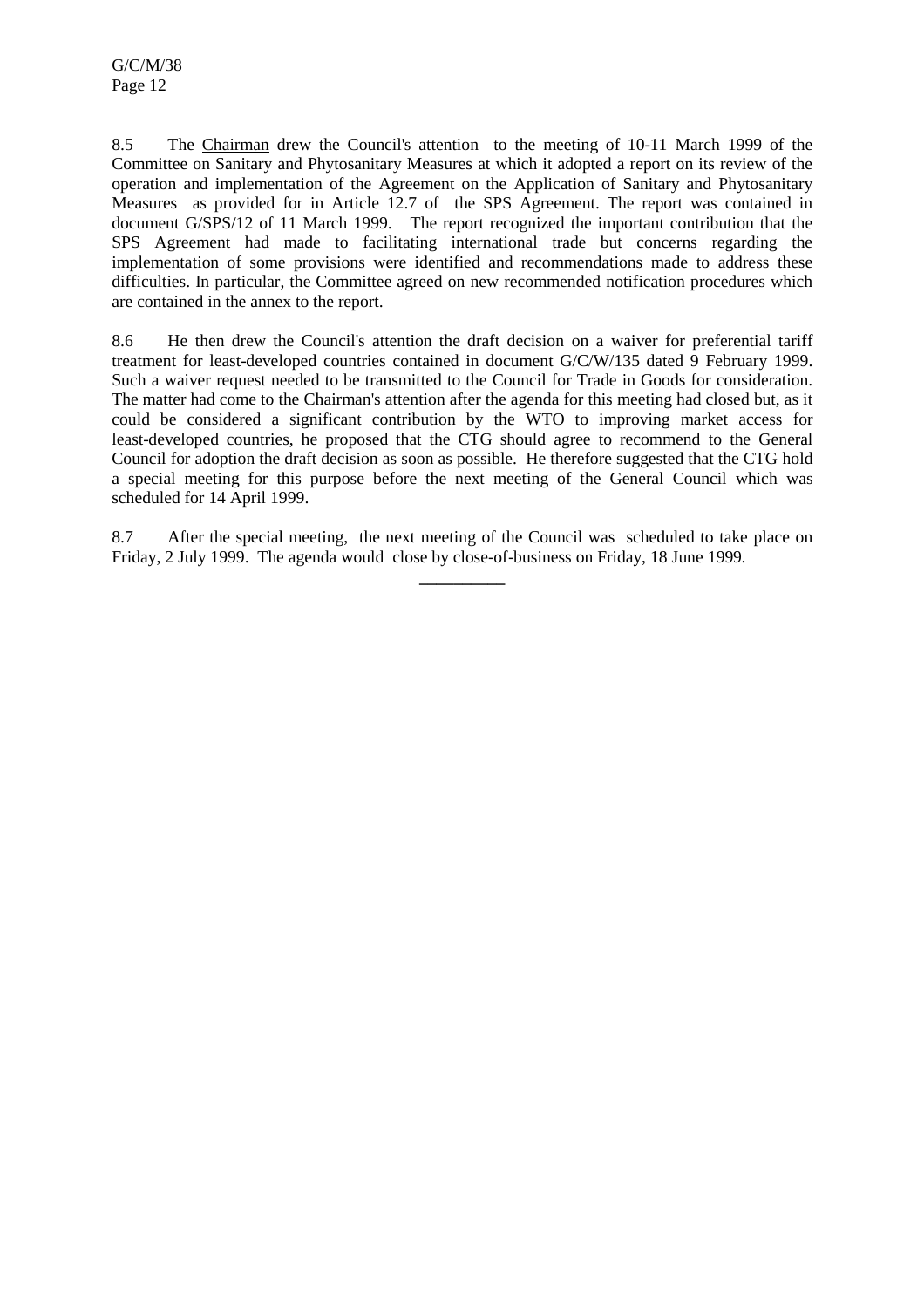8.5 The Chairman drew the Council's attention to the meeting of 10-11 March 1999 of the Committee on Sanitary and Phytosanitary Measures at which it adopted a report on its review of the operation and implementation of the Agreement on the Application of Sanitary and Phytosanitary Measures as provided for in Article 12.7 of the SPS Agreement. The report was contained in document G/SPS/12 of 11 March 1999. The report recognized the important contribution that the SPS Agreement had made to facilitating international trade but concerns regarding the implementation of some provisions were identified and recommendations made to address these difficulties. In particular, the Committee agreed on new recommended notification procedures which are contained in the annex to the report.

8.6 He then drew the Council's attention the draft decision on a waiver for preferential tariff treatment for least-developed countries contained in document G/C/W/135 dated 9 February 1999. Such a waiver request needed to be transmitted to the Council for Trade in Goods for consideration. The matter had come to the Chairman's attention after the agenda for this meeting had closed but, as it could be considered a significant contribution by the WTO to improving market access for least-developed countries, he proposed that the CTG should agree to recommend to the General Council for adoption the draft decision as soon as possible. He therefore suggested that the CTG hold a special meeting for this purpose before the next meeting of the General Council which was scheduled for 14 April 1999.

8.7 After the special meeting, the next meeting of the Council was scheduled to take place on Friday, 2 July 1999. The agenda would close by close-of-business on Friday, 18 June 1999.

---